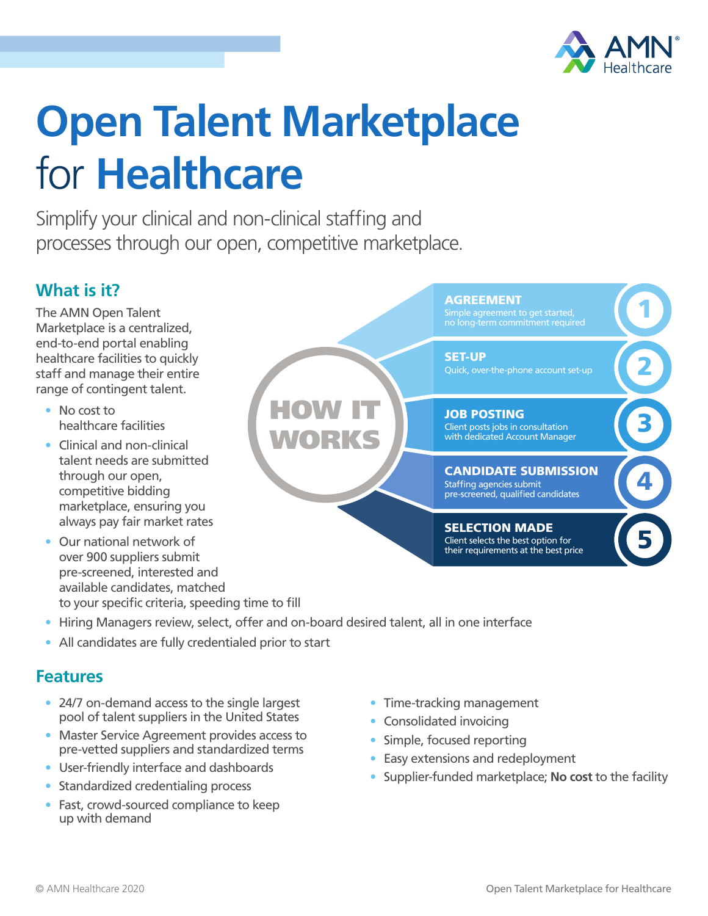# Open Talent Marketplace for Healthcare

Simplify your clinical and non-clinical staffing and processes through our open, competitive marketplace.

## What is it?

The AMN Open Talent Marketplace is a centralized, end-to-end portal enabling healthcare facilities to quickly staff and manage their entire range of contingent talent.

- No cost to healthcare facilities
- Clinical and non-clinical talent needs are submitted through our open, competitive bidding marketplace, ensuring you always pay fair market rates
- Our national network of over 900 suppliers submit pre-screened, interested and available candidates, matched to your specific criteria, speeding time to fill
- Hiring Managers review, select, offer and on-board desired talent, all in one interface
- All candidates are fully credentialed prior to start

## HOW IT WORKS

1. **AGREEMENT** — Simple agreement to get started, no long-term commitment required
2. **SET-UP** — Quick, over-the-phone account set-up
3. **JOB POSTING** — Client posts jobs in consultation with dedicated Account Manager
4. **CANDIDATE SUBMISSION** — Staffing agencies submit pre-screened, qualified candidates
5. **SELECTION MADE** — Client selects the best option for their requirements at the best price

## Features

- 24/7 on-demand access to the single largest pool of talent suppliers in the United States
- Master Service Agreement provides access to pre-vetted suppliers and standardized terms
- User-friendly interface and dashboards
- Standardized credentialing process
- Fast, crowd-sourced compliance to keep up with demand
- Time-tracking management
- Consolidated invoicing
- Simple, focused reporting
- Easy extensions and redeployment
- Supplier-funded marketplace; **No cost** to the facility

© AMN Healthcare 2020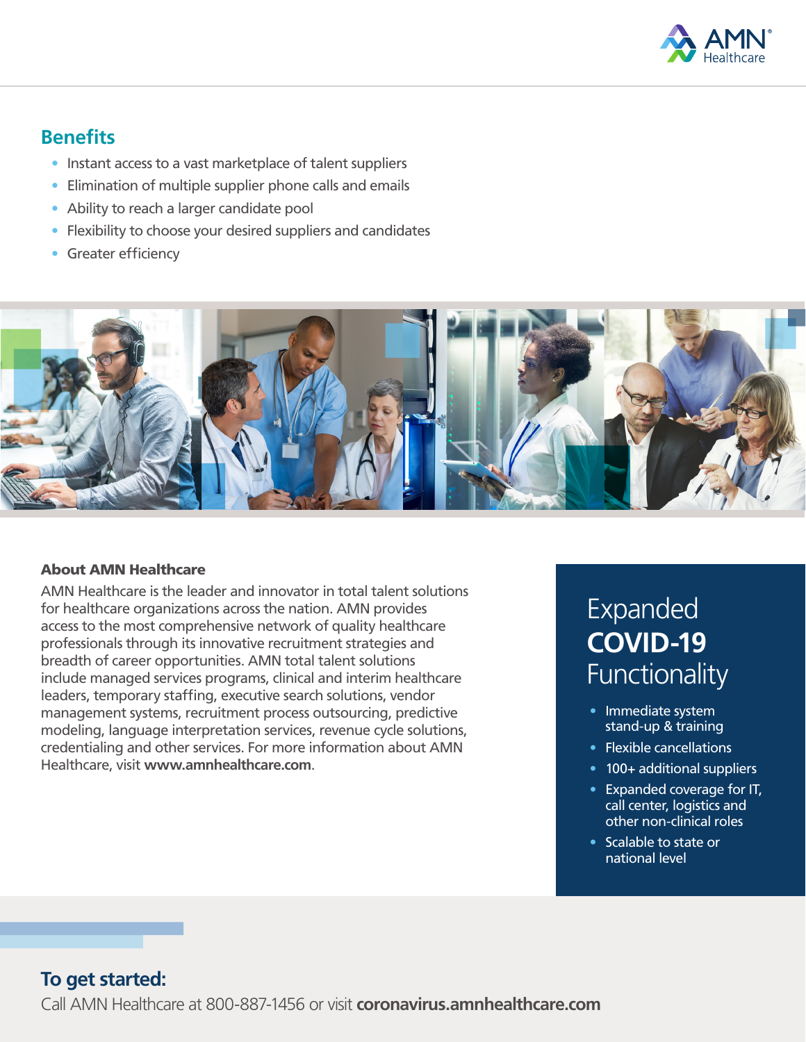## Benefits

- Instant access to a vast marketplace of talent suppliers
- Elimination of multiple supplier phone calls and emails
- Ability to reach a larger candidate pool
- Flexibility to choose your desired suppliers and candidates
- Greater efficiency

**About AMN Healthcare**

AMN Healthcare is the leader and innovator in total talent solutions for healthcare organizations across the nation. AMN provides access to the most comprehensive network of quality healthcare professionals through its innovative recruitment strategies and breadth of career opportunities. AMN total talent solutions include managed services programs, clinical and interim healthcare leaders, temporary staffing, executive search solutions, vendor management systems, recruitment process outsourcing, predictive modeling, language interpretation services, revenue cycle solutions, credentialing and other services. For more information about AMN Healthcare, visit **www.amnhealthcare.com**.

## Expanded **COVID-19** Functionality

- Immediate system stand-up & training
- Flexible cancellations
- 100+ additional suppliers
- Expanded coverage for IT, call center, logistics and other non-clinical roles
- Scalable to state or national level

## To get started:

Call AMN Healthcare at 800-887-1456 or visit **coronavirus.amnhealthcare.com**